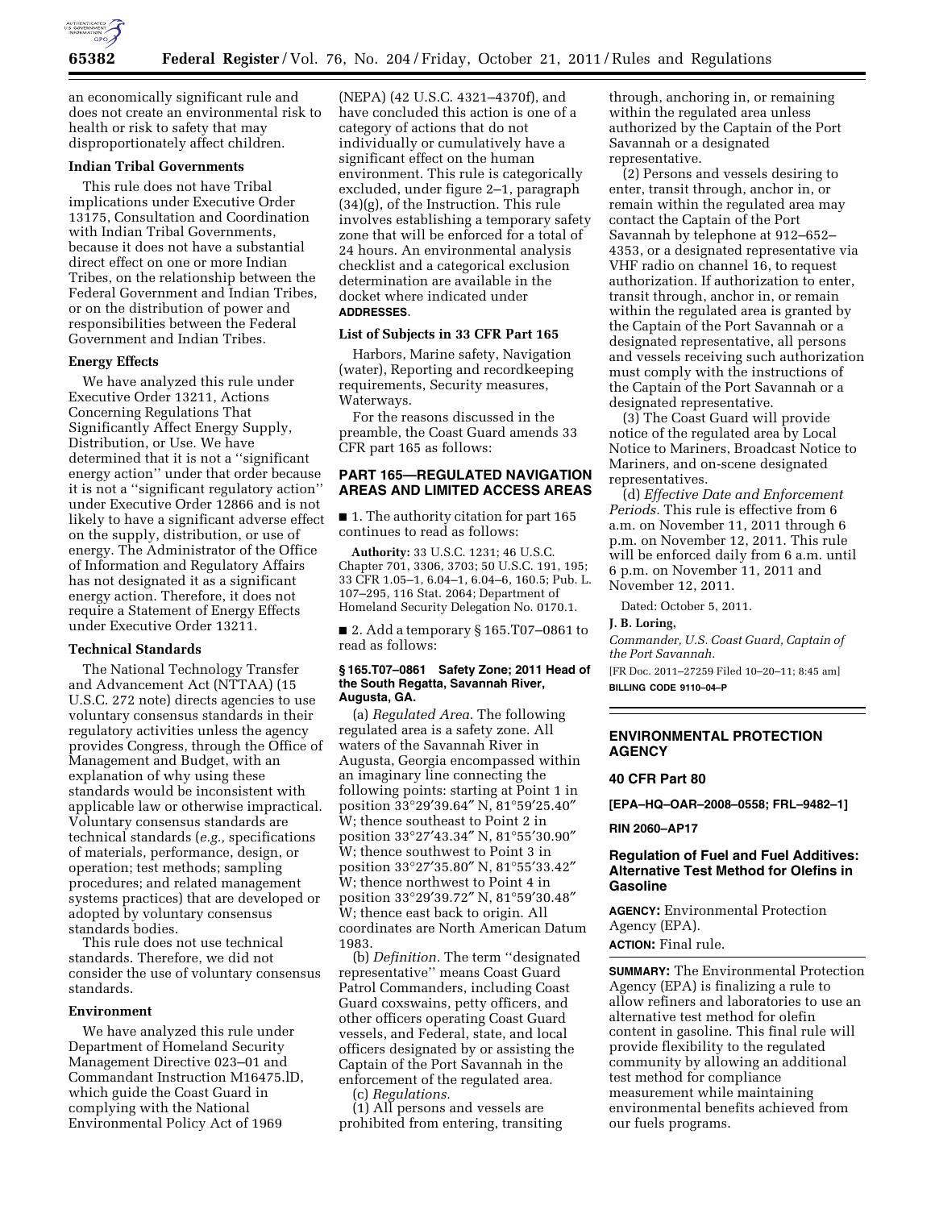an economically significant rule and does not create an environmental risk to health or risk to safety that may disproportionately affect children.

**Indian Tribal Governments**

This rule does not have Tribal implications under Executive Order 13175, Consultation and Coordination with Indian Tribal Governments, because it does not have a substantial direct effect on one or more Indian Tribes, on the relationship between the Federal Government and Indian Tribes, or on the distribution of power and responsibilities between the Federal Government and Indian Tribes.

**Energy Effects**

We have analyzed this rule under Executive Order 13211, Actions Concerning Regulations That Significantly Affect Energy Supply, Distribution, or Use. We have determined that it is not a ''significant energy action'' under that order because it is not a ''significant regulatory action'' under Executive Order 12866 and is not likely to have a significant adverse effect on the supply, distribution, or use of energy. The Administrator of the Office of Information and Regulatory Affairs has not designated it as a significant energy action. Therefore, it does not require a Statement of Energy Effects under Executive Order 13211.

**Technical Standards**

The National Technology Transfer and Advancement Act (NTTAA) (15 U.S.C. 272 note) directs agencies to use voluntary consensus standards in their regulatory activities unless the agency provides Congress, through the Office of Management and Budget, with an explanation of why using these standards would be inconsistent with applicable law or otherwise impractical. Voluntary consensus standards are technical standards (*e.g.,* specifications of materials, performance, design, or operation; test methods; sampling procedures; and related management systems practices) that are developed or adopted by voluntary consensus standards bodies.

This rule does not use technical standards. Therefore, we did not consider the use of voluntary consensus standards.

**Environment**

We have analyzed this rule under Department of Homeland Security Management Directive 023–01 and Commandant Instruction M16475.lD, which guide the Coast Guard in complying with the National Environmental Policy Act of 1969 (NEPA) (42 U.S.C. 4321–4370f), and have concluded this action is one of a category of actions that do not individually or cumulatively have a significant effect on the human environment. This rule is categorically excluded, under figure 2–1, paragraph (34)(g), of the Instruction. This rule involves establishing a temporary safety zone that will be enforced for a total of 24 hours. An environmental analysis checklist and a categorical exclusion determination are available in the docket where indicated under **ADDRESSES**.

**List of Subjects in 33 CFR Part 165**

Harbors, Marine safety, Navigation (water), Reporting and recordkeeping requirements, Security measures, Waterways.

For the reasons discussed in the preamble, the Coast Guard amends 33 CFR part 165 as follows:

## PART 165—REGULATED NAVIGATION AREAS AND LIMITED ACCESS AREAS

■ 1. The authority citation for part 165 continues to read as follows:

**Authority:** 33 U.S.C. 1231; 46 U.S.C. Chapter 701, 3306, 3703; 50 U.S.C. 191, 195; 33 CFR 1.05–1, 6.04–1, 6.04–6, 160.5; Pub. L. 107–295, 116 Stat. 2064; Department of Homeland Security Delegation No. 0170.1.

■ 2. Add a temporary § 165.T07–0861 to read as follows:

**§ 165.T07–0861 Safety Zone; 2011 Head of the South Regatta, Savannah River, Augusta, GA.**

(a) *Regulated Area.* The following regulated area is a safety zone. All waters of the Savannah River in Augusta, Georgia encompassed within an imaginary line connecting the following points: starting at Point 1 in position 33°29′39.64″ N, 81°59′25.40″ W; thence southeast to Point 2 in position 33°27′43.34″ N, 81°55′30.90″ W; thence southwest to Point 3 in position 33°27′35.80″ N, 81°55′33.42″ W; thence northwest to Point 4 in position 33°29′39.72″ N, 81°59′30.48″ W; thence east back to origin. All coordinates are North American Datum 1983.

(b) *Definition.* The term ''designated representative'' means Coast Guard Patrol Commanders, including Coast Guard coxswains, petty officers, and other officers operating Coast Guard vessels, and Federal, state, and local officers designated by or assisting the Captain of the Port Savannah in the enforcement of the regulated area.

(c) *Regulations.*

(1) All persons and vessels are prohibited from entering, transiting through, anchoring in, or remaining within the regulated area unless authorized by the Captain of the Port Savannah or a designated representative.

(2) Persons and vessels desiring to enter, transit through, anchor in, or remain within the regulated area may contact the Captain of the Port Savannah by telephone at 912–652–4353, or a designated representative via VHF radio on channel 16, to request authorization. If authorization to enter, transit through, anchor in, or remain within the regulated area is granted by the Captain of the Port Savannah or a designated representative, all persons and vessels receiving such authorization must comply with the instructions of the Captain of the Port Savannah or a designated representative.

(3) The Coast Guard will provide notice of the regulated area by Local Notice to Mariners, Broadcast Notice to Mariners, and on-scene designated representatives.

(d) *Effective Date and Enforcement Periods.* This rule is effective from 6 a.m. on November 11, 2011 through 6 p.m. on November 12, 2011. This rule will be enforced daily from 6 a.m. until 6 p.m. on November 11, 2011 and November 12, 2011.

Dated: October 5, 2011.

**J. B. Loring,**

*Commander, U.S. Coast Guard, Captain of the Port Savannah.*

[FR Doc. 2011–27259 Filed 10–20–11; 8:45 am]

**BILLING CODE 9110–04–P**

---

## ENVIRONMENTAL PROTECTION AGENCY

### 40 CFR Part 80

**[EPA–HQ–OAR–2008–0558; FRL–9482–1]**

**RIN 2060–AP17**

### Regulation of Fuel and Fuel Additives: Alternative Test Method for Olefins in Gasoline

**AGENCY:** Environmental Protection Agency (EPA).

**ACTION:** Final rule.

**SUMMARY:** The Environmental Protection Agency (EPA) is finalizing a rule to allow refiners and laboratories to use an alternative test method for olefin content in gasoline. This final rule will provide flexibility to the regulated community by allowing an additional test method for compliance measurement while maintaining environmental benefits achieved from our fuels programs.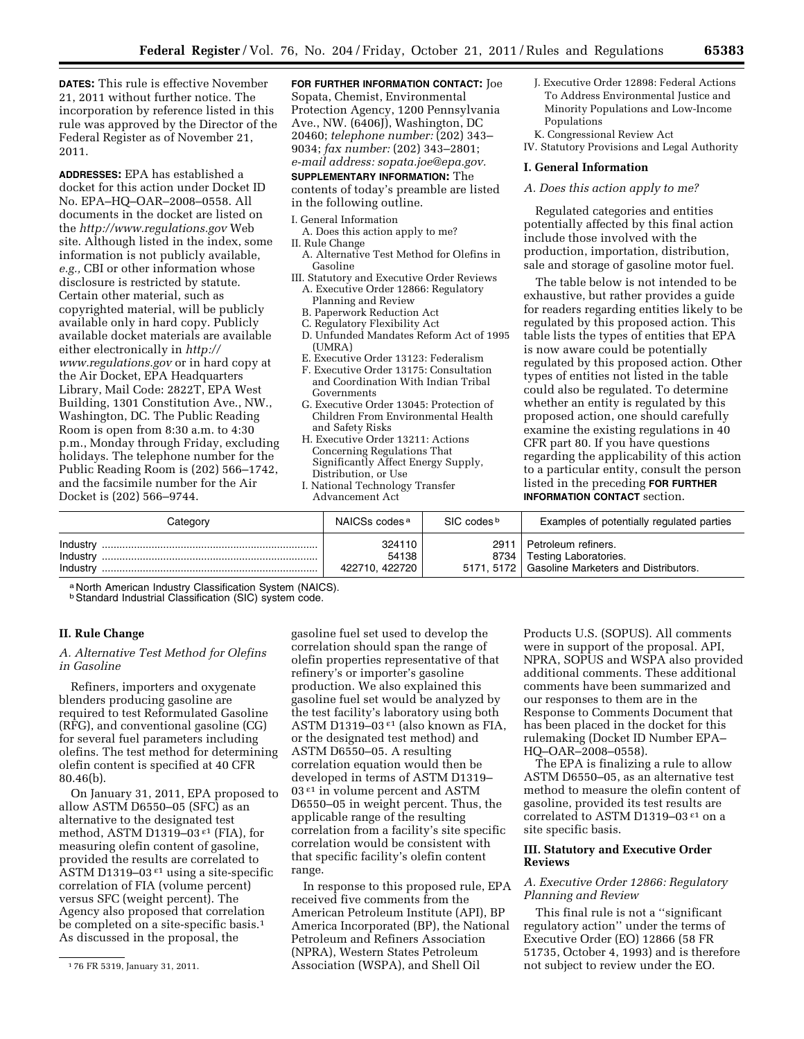**DATES:** This rule is effective November 21, 2011 without further notice. The incorporation by reference listed in this rule was approved by the Director of the Federal Register as of November 21, 2011.

**ADDRESSES:** EPA has established a docket for this action under Docket ID No. EPA–HQ–OAR–2008–0558. All documents in the docket are listed on the *http://www.regulations.gov* Web site. Although listed in the index, some information is not publicly available, *e.g.,* CBI or other information whose disclosure is restricted by statute. Certain other material, such as copyrighted material, will be publicly available only in hard copy. Publicly available docket materials are available either electronically in *http://www.regulations.gov* or in hard copy at the Air Docket, EPA Headquarters Library, Mail Code: 2822T, EPA West Building, 1301 Constitution Ave., NW., Washington, DC. The Public Reading Room is open from 8:30 a.m. to 4:30 p.m., Monday through Friday, excluding holidays. The telephone number for the Public Reading Room is (202) 566–1742, and the facsimile number for the Air Docket is (202) 566–9744.

**FOR FURTHER INFORMATION CONTACT:** Joe Sopata, Chemist, Environmental Protection Agency, 1200 Pennsylvania Ave., NW. (6406J), Washington, DC 20460; *telephone number:* (202) 343–9034; *fax number:* (202) 343–2801; *e-mail address: sopata.joe@epa.gov.*

**SUPPLEMENTARY INFORMATION:** The contents of today's preamble are listed in the following outline.

I. General Information
  A. Does this action apply to me?
II. Rule Change
  A. Alternative Test Method for Olefins in Gasoline
III. Statutory and Executive Order Reviews
  A. Executive Order 12866: Regulatory Planning and Review
  B. Paperwork Reduction Act
  C. Regulatory Flexibility Act
  D. Unfunded Mandates Reform Act of 1995 (UMRA)
  E. Executive Order 13123: Federalism
  F. Executive Order 13175: Consultation and Coordination With Indian Tribal Governments
  G. Executive Order 13045: Protection of Children From Environmental Health and Safety Risks
  H. Executive Order 13211: Actions Concerning Regulations That Significantly Affect Energy Supply, Distribution, or Use
  I. National Technology Transfer Advancement Act
  J. Executive Order 12898: Federal Actions To Address Environmental Justice and Minority Populations and Low-Income Populations
  K. Congressional Review Act
IV. Statutory Provisions and Legal Authority

## I. General Information

### *A. Does this action apply to me?*

Regulated categories and entities potentially affected by this final action include those involved with the production, importation, distribution, sale and storage of gasoline motor fuel.

The table below is not intended to be exhaustive, but rather provides a guide for readers regarding entities likely to be regulated by this proposed action. This table lists the types of entities that EPA is now aware could be potentially regulated by this proposed action. Other types of entities not listed in the table could also be regulated. To determine whether an entity is regulated by this proposed action, one should carefully examine the existing regulations in 40 CFR part 80. If you have questions regarding the applicability of this action to a particular entity, consult the person listed in the preceding **FOR FURTHER INFORMATION CONTACT** section.

| Category | NAICSs codes [a] | SIC codes [b] | Examples of potentially regulated parties |
|---|---|---|---|
| Industry | 324110 | 2911 | Petroleum refiners. |
| Industry | 54138 | 8734 | Testing Laboratories. |
| Industry | 422710, 422720 | 5171, 5172 | Gasoline Marketers and Distributors. |

[a] North American Industry Classification System (NAICS).
[b] Standard Industrial Classification (SIC) system code.

## II. Rule Change

### *A. Alternative Test Method for Olefins in Gasoline*

Refiners, importers and oxygenate blenders producing gasoline are required to test Reformulated Gasoline (RFG), and conventional gasoline (CG) for several fuel parameters including olefins. The test method for determining olefin content is specified at 40 CFR 80.46(b).

On January 31, 2011, EPA proposed to allow ASTM D6550–05 (SFC) as an alternative to the designated test method, ASTM D1319–03 $^{\varepsilon1}$ (FIA), for measuring olefin content of gasoline, provided the results are correlated to ASTM D1319–03 $^{\varepsilon1}$ using a site-specific correlation of FIA (volume percent) versus SFC (weight percent). The Agency also proposed that correlation be completed on a site-specific basis.[1] As discussed in the proposal, the gasoline fuel set used to develop the correlation should span the range of olefin properties representative of that refinery's or importer's gasoline production. We also explained this gasoline fuel set would be analyzed by the test facility's laboratory using both ASTM D1319–03 $^{\varepsilon1}$ (also known as FIA, or the designated test method) and ASTM D6550–05. A resulting correlation equation would then be developed in terms of ASTM D1319–03 $^{\varepsilon1}$ in volume percent and ASTM D6550–05 in weight percent. Thus, the applicable range of the resulting correlation from a facility's site specific correlation would be consistent with that specific facility's olefin content range.

In response to this proposed rule, EPA received five comments from the American Petroleum Institute (API), BP America Incorporated (BP), the National Petroleum and Refiners Association (NPRA), Western States Petroleum Association (WSPA), and Shell Oil Products U.S. (SOPUS). All comments were in support of the proposal. API, NPRA, SOPUS and WSPA also provided additional comments. These additional comments have been summarized and our responses to them are in the Response to Comments Document that has been placed in the docket for this rulemaking (Docket ID Number EPA–HQ–OAR–2008–0558).

The EPA is finalizing a rule to allow ASTM D6550–05, as an alternative test method to measure the olefin content of gasoline, provided its test results are correlated to ASTM D1319–03 $^{\varepsilon1}$ on a site specific basis.

## III. Statutory and Executive Order Reviews

### *A. Executive Order 12866: Regulatory Planning and Review*

This final rule is not a ''significant regulatory action'' under the terms of Executive Order (EO) 12866 (58 FR 51735, October 4, 1993) and is therefore not subject to review under the EO.

[1] 76 FR 5319, January 31, 2011.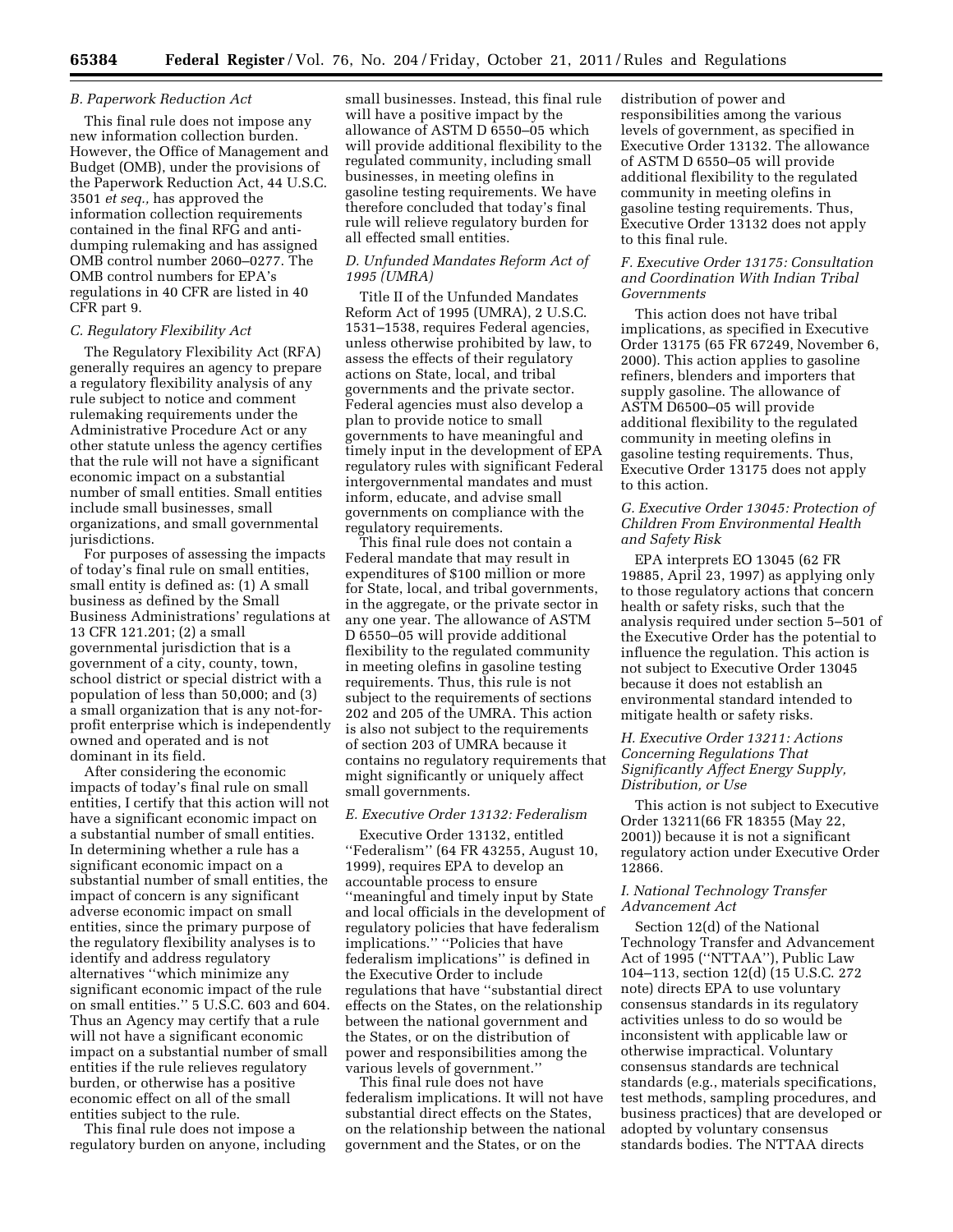### B. Paperwork Reduction Act

This final rule does not impose any new information collection burden. However, the Office of Management and Budget (OMB), under the provisions of the Paperwork Reduction Act, 44 U.S.C. 3501 *et seq.,* has approved the information collection requirements contained in the final RFG and anti-dumping rulemaking and has assigned OMB control number 2060–0277. The OMB control numbers for EPA's regulations in 40 CFR are listed in 40 CFR part 9.

### C. Regulatory Flexibility Act

The Regulatory Flexibility Act (RFA) generally requires an agency to prepare a regulatory flexibility analysis of any rule subject to notice and comment rulemaking requirements under the Administrative Procedure Act or any other statute unless the agency certifies that the rule will not have a significant economic impact on a substantial number of small entities. Small entities include small businesses, small organizations, and small governmental jurisdictions.

For purposes of assessing the impacts of today's final rule on small entities, small entity is defined as: (1) A small business as defined by the Small Business Administrations' regulations at 13 CFR 121.201; (2) a small governmental jurisdiction that is a government of a city, county, town, school district or special district with a population of less than 50,000; and (3) a small organization that is any not-for-profit enterprise which is independently owned and operated and is not dominant in its field.

After considering the economic impacts of today's final rule on small entities, I certify that this action will not have a significant economic impact on a substantial number of small entities. In determining whether a rule has a significant economic impact on a substantial number of small entities, the impact of concern is any significant adverse economic impact on small entities, since the primary purpose of the regulatory flexibility analyses is to identify and address regulatory alternatives ''which minimize any significant economic impact of the rule on small entities.'' 5 U.S.C. 603 and 604. Thus an Agency may certify that a rule will not have a significant economic impact on a substantial number of small entities if the rule relieves regulatory burden, or otherwise has a positive economic effect on all of the small entities subject to the rule.

This final rule does not impose a regulatory burden on anyone, including small businesses. Instead, this final rule will have a positive impact by the allowance of ASTM D 6550–05 which will provide additional flexibility to the regulated community, including small businesses, in meeting olefins in gasoline testing requirements. We have therefore concluded that today's final rule will relieve regulatory burden for all effected small entities.

### D. Unfunded Mandates Reform Act of 1995 (UMRA)

Title II of the Unfunded Mandates Reform Act of 1995 (UMRA), 2 U.S.C. 1531–1538, requires Federal agencies, unless otherwise prohibited by law, to assess the effects of their regulatory actions on State, local, and tribal governments and the private sector. Federal agencies must also develop a plan to provide notice to small governments to have meaningful and timely input in the development of EPA regulatory rules with significant Federal intergovernmental mandates and must inform, educate, and advise small governments on compliance with the regulatory requirements.

This final rule does not contain a Federal mandate that may result in expenditures of $100 million or more for State, local, and tribal governments, in the aggregate, or the private sector in any one year. The allowance of ASTM D 6550–05 will provide additional flexibility to the regulated community in meeting olefins in gasoline testing requirements. Thus, this rule is not subject to the requirements of sections 202 and 205 of the UMRA. This action is also not subject to the requirements of section 203 of UMRA because it contains no regulatory requirements that might significantly or uniquely affect small governments.

### E. Executive Order 13132: Federalism

Executive Order 13132, entitled ''Federalism'' (64 FR 43255, August 10, 1999), requires EPA to develop an accountable process to ensure ''meaningful and timely input by State and local officials in the development of regulatory policies that have federalism implications.'' ''Policies that have federalism implications'' is defined in the Executive Order to include regulations that have ''substantial direct effects on the States, on the relationship between the national government and the States, or on the distribution of power and responsibilities among the various levels of government.''

This final rule does not have federalism implications. It will not have substantial direct effects on the States, on the relationship between the national government and the States, or on the distribution of power and responsibilities among the various levels of government, as specified in Executive Order 13132. The allowance of ASTM D 6550–05 will provide additional flexibility to the regulated community in meeting olefins in gasoline testing requirements. Thus, Executive Order 13132 does not apply to this final rule.

### F. Executive Order 13175: Consultation and Coordination With Indian Tribal Governments

This action does not have tribal implications, as specified in Executive Order 13175 (65 FR 67249, November 6, 2000). This action applies to gasoline refiners, blenders and importers that supply gasoline. The allowance of ASTM D6500–05 will provide additional flexibility to the regulated community in meeting olefins in gasoline testing requirements. Thus, Executive Order 13175 does not apply to this action.

### G. Executive Order 13045: Protection of Children From Environmental Health and Safety Risk

EPA interprets EO 13045 (62 FR 19885, April 23, 1997) as applying only to those regulatory actions that concern health or safety risks, such that the analysis required under section 5–501 of the Executive Order has the potential to influence the regulation. This action is not subject to Executive Order 13045 because it does not establish an environmental standard intended to mitigate health or safety risks.

### H. Executive Order 13211: Actions Concerning Regulations That Significantly Affect Energy Supply, Distribution, or Use

This action is not subject to Executive Order 13211(66 FR 18355 (May 22, 2001)) because it is not a significant regulatory action under Executive Order 12866.

### I. National Technology Transfer Advancement Act

Section 12(d) of the National Technology Transfer and Advancement Act of 1995 (''NTTAA''), Public Law 104–113, section 12(d) (15 U.S.C. 272 note) directs EPA to use voluntary consensus standards in its regulatory activities unless to do so would be inconsistent with applicable law or otherwise impractical. Voluntary consensus standards are technical standards (e.g., materials specifications, test methods, sampling procedures, and business practices) that are developed or adopted by voluntary consensus standards bodies. The NTTAA directs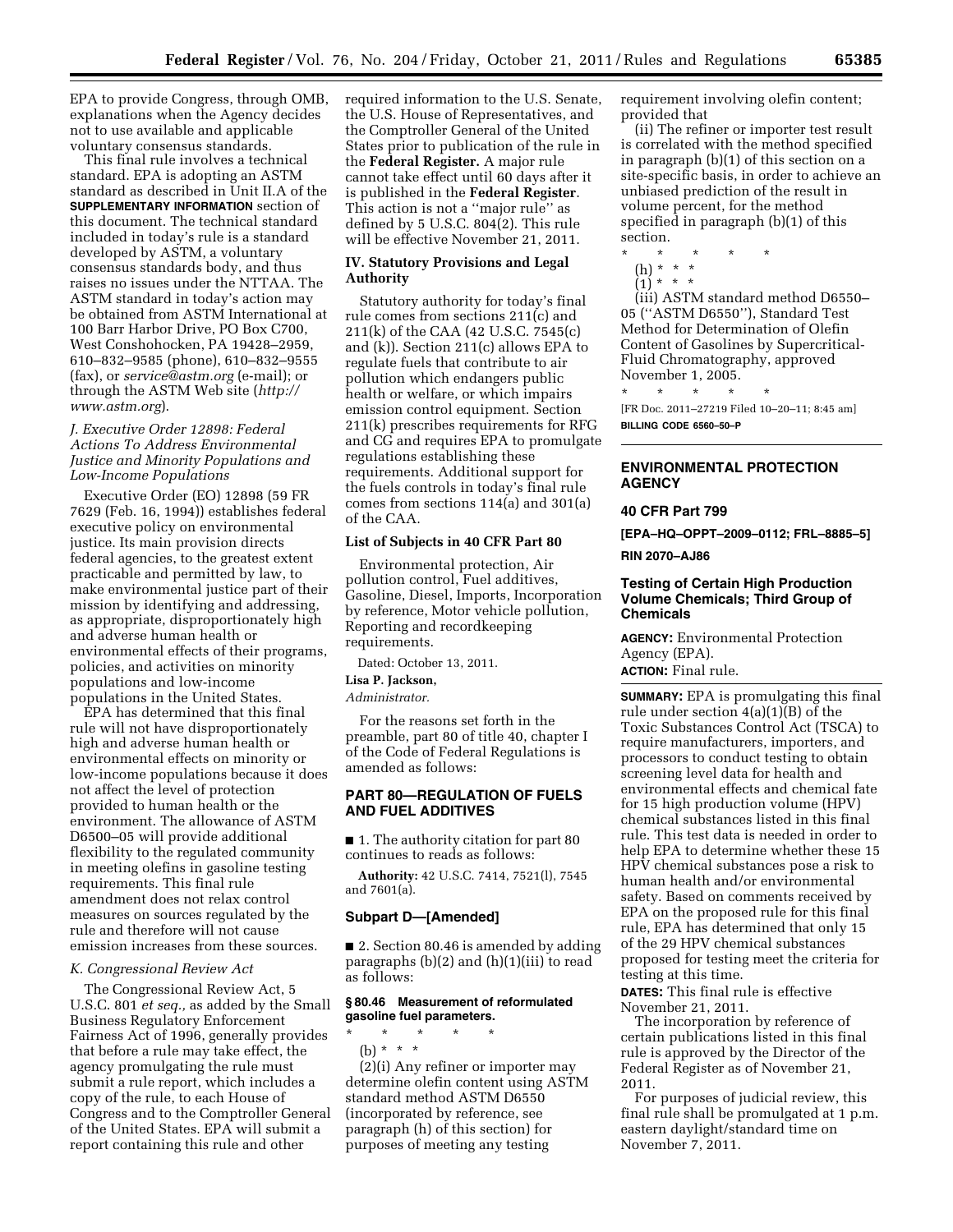EPA to provide Congress, through OMB, explanations when the Agency decides not to use available and applicable voluntary consensus standards.

This final rule involves a technical standard. EPA is adopting an ASTM standard as described in Unit II.A of the **SUPPLEMENTARY INFORMATION** section of this document. The technical standard included in today's rule is a standard developed by ASTM, a voluntary consensus standards body, and thus raises no issues under the NTTAA. The ASTM standard in today's action may be obtained from ASTM International at 100 Barr Harbor Drive, PO Box C700, West Conshohocken, PA 19428–2959, 610–832–9585 (phone), 610–832–9555 (fax), or *service@astm.org* (e-mail); or through the ASTM Web site (*http://www.astm.org*).

### *J. Executive Order 12898: Federal Actions To Address Environmental Justice and Minority Populations and Low-Income Populations*

Executive Order (EO) 12898 (59 FR 7629 (Feb. 16, 1994)) establishes federal executive policy on environmental justice. Its main provision directs federal agencies, to the greatest extent practicable and permitted by law, to make environmental justice part of their mission by identifying and addressing, as appropriate, disproportionately high and adverse human health or environmental effects of their programs, policies, and activities on minority populations and low-income populations in the United States.

EPA has determined that this final rule will not have disproportionately high and adverse human health or environmental effects on minority or low-income populations because it does not affect the level of protection provided to human health or the environment. The allowance of ASTM D6500–05 will provide additional flexibility to the regulated community in meeting olefins in gasoline testing requirements. This final rule amendment does not relax control measures on sources regulated by the rule and therefore will not cause emission increases from these sources.

### *K. Congressional Review Act*

The Congressional Review Act, 5 U.S.C. 801 *et seq.,* as added by the Small Business Regulatory Enforcement Fairness Act of 1996, generally provides that before a rule may take effect, the agency promulgating the rule must submit a rule report, which includes a copy of the rule, to each House of Congress and to the Comptroller General of the United States. EPA will submit a report containing this rule and other required information to the U.S. Senate, the U.S. House of Representatives, and the Comptroller General of the United States prior to publication of the rule in the **Federal Register.** A major rule cannot take effect until 60 days after it is published in the **Federal Register**. This action is not a ''major rule'' as defined by 5 U.S.C. 804(2). This rule will be effective November 21, 2011.

## IV. Statutory Provisions and Legal Authority

Statutory authority for today's final rule comes from sections 211(c) and 211(k) of the CAA (42 U.S.C. 7545(c) and (k)). Section 211(c) allows EPA to regulate fuels that contribute to air pollution which endangers public health or welfare, or which impairs emission control equipment. Section 211(k) prescribes requirements for RFG and CG and requires EPA to promulgate regulations establishing these requirements. Additional support for the fuels controls in today's final rule comes from sections 114(a) and 301(a) of the CAA.

### List of Subjects in 40 CFR Part 80

Environmental protection, Air pollution control, Fuel additives, Gasoline, Diesel, Imports, Incorporation by reference, Motor vehicle pollution, Reporting and recordkeeping requirements.

Dated: October 13, 2011.

**Lisa P. Jackson,**

*Administrator.*

For the reasons set forth in the preamble, part 80 of title 40, chapter I of the Code of Federal Regulations is amended as follows:

## PART 80—REGULATION OF FUELS AND FUEL ADDITIVES

■ 1. The authority citation for part 80 continues to reads as follows:

**Authority:** 42 U.S.C. 7414, 7521(l), 7545 and 7601(a).

## Subpart D—[Amended]

■ 2. Section 80.46 is amended by adding paragraphs (b)(2) and (h)(1)(iii) to read as follows:

### § 80.46 Measurement of reformulated gasoline fuel parameters.

\* \* \* \* \*

(b) \* \* \*

(2)(i) Any refiner or importer may determine olefin content using ASTM standard method ASTM D6550 (incorporated by reference, see paragraph (h) of this section) for purposes of meeting any testing requirement involving olefin content; provided that

(ii) The refiner or importer test result is correlated with the method specified in paragraph (b)(1) of this section on a site-specific basis, in order to achieve an unbiased prediction of the result in volume percent, for the method specified in paragraph (b)(1) of this section.

\* \* \* \* \*

(h) \* \* \*

(1) \* \* \*

(iii) ASTM standard method D6550–05 (''ASTM D6550''), Standard Test Method for Determination of Olefin Content of Gasolines by Supercritical-Fluid Chromatography, approved November 1, 2005.

\* \* \* \* \*

[FR Doc. 2011–27219 Filed 10–20–11; 8:45 am]

**BILLING CODE 6560–50–P**

---

## ENVIRONMENTAL PROTECTION AGENCY

## 40 CFR Part 799

**[EPA–HQ–OPPT–2009–0112; FRL–8885–5]**

**RIN 2070–AJ86**

## Testing of Certain High Production Volume Chemicals; Third Group of Chemicals

**AGENCY:** Environmental Protection Agency (EPA).

**ACTION:** Final rule.

**SUMMARY:** EPA is promulgating this final rule under section 4(a)(1)(B) of the Toxic Substances Control Act (TSCA) to require manufacturers, importers, and processors to conduct testing to obtain screening level data for health and environmental effects and chemical fate for 15 high production volume (HPV) chemical substances listed in this final rule. This test data is needed in order to help EPA to determine whether these 15 HPV chemical substances pose a risk to human health and/or environmental safety. Based on comments received by EPA on the proposed rule for this final rule, EPA has determined that only 15 of the 29 HPV chemical substances proposed for testing meet the criteria for testing at this time.

**DATES:** This final rule is effective November 21, 2011.

The incorporation by reference of certain publications listed in this final rule is approved by the Director of the Federal Register as of November 21, 2011.

For purposes of judicial review, this final rule shall be promulgated at 1 p.m. eastern daylight/standard time on November 7, 2011.